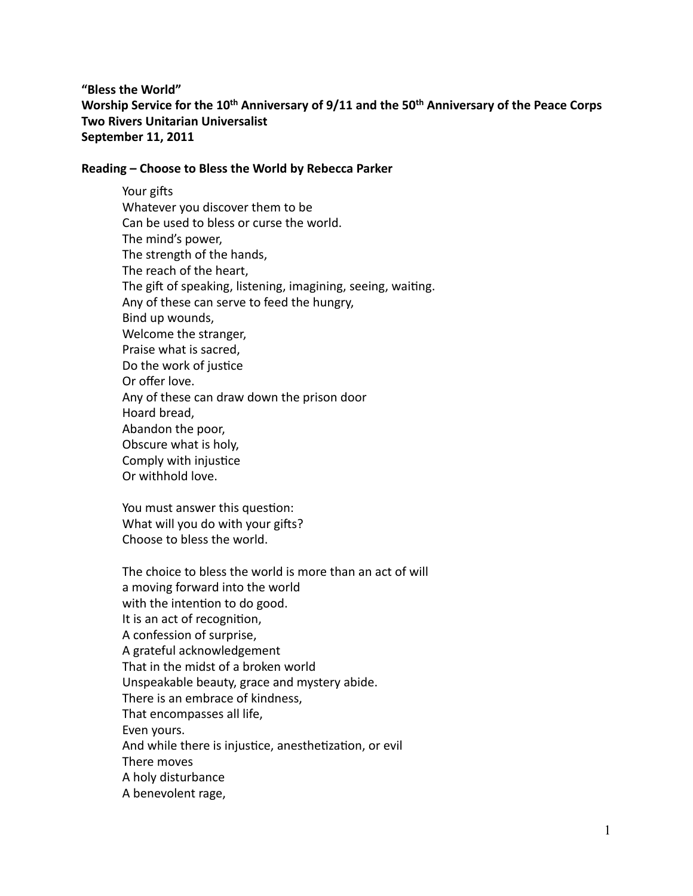**"Bless the World"**
**Worship Service for the 10th Anniversary of 9/11 and the 50th Anniversary of the Peace Corps**
**Two Rivers Unitarian Universalist**
**September 11, 2011**

**Reading – Choose to Bless the World by Rebecca Parker**

Your gifts
Whatever you discover them to be
Can be used to bless or curse the world.
The mind's power,
The strength of the hands,
The reach of the heart,
The gift of speaking, listening, imagining, seeing, waiting.
Any of these can serve to feed the hungry,
Bind up wounds,
Welcome the stranger,
Praise what is sacred,
Do the work of justice
Or offer love.
Any of these can draw down the prison door
Hoard bread,
Abandon the poor,
Obscure what is holy,
Comply with injustice
Or withhold love.

You must answer this question:
What will you do with your gifts?
Choose to bless the world.

The choice to bless the world is more than an act of will
a moving forward into the world
with the intention to do good.
It is an act of recognition,
A confession of surprise,
A grateful acknowledgement
That in the midst of a broken world
Unspeakable beauty, grace and mystery abide.
There is an embrace of kindness,
That encompasses all life,
Even yours.
And while there is injustice, anesthetization, or evil
There moves
A holy disturbance
A benevolent rage,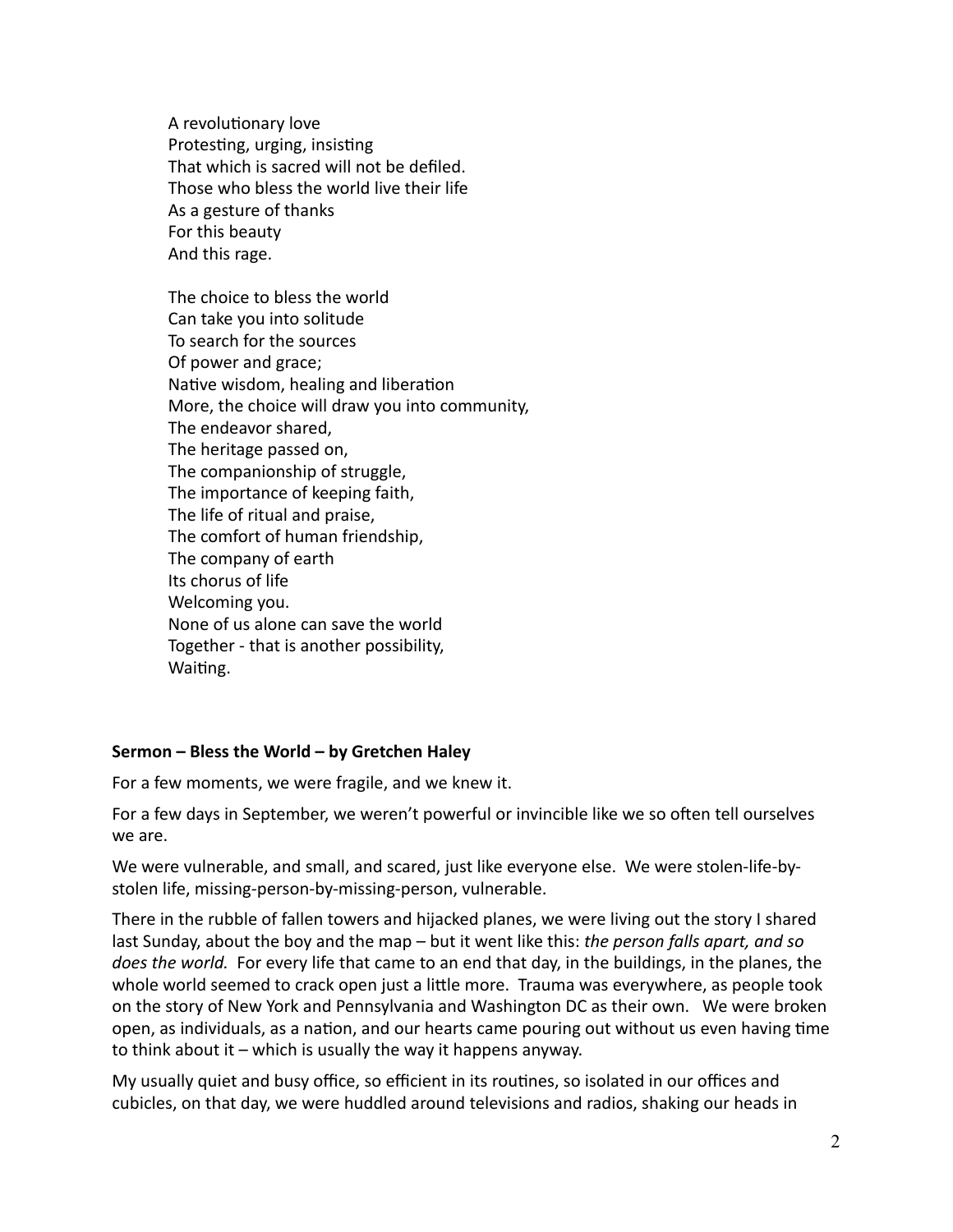A revolutionary love  
Protesting, urging, insisting  
That which is sacred will not be defiled.  
Those who bless the world live their life  
As a gesture of thanks  
For this beauty  
And this rage.

The choice to bless the world  
Can take you into solitude  
To search for the sources  
Of power and grace;  
Native wisdom, healing and liberation  
More, the choice will draw you into community,  
The endeavor shared,  
The heritage passed on,  
The companionship of struggle,  
The importance of keeping faith,  
The life of ritual and praise,  
The comfort of human friendship,  
The company of earth  
Its chorus of life  
Welcoming you.  
None of us alone can save the world  
Together - that is another possibility,  
Waiting.

**Sermon – Bless the World – by Gretchen Haley**

For a few moments, we were fragile, and we knew it.

For a few days in September, we weren't powerful or invincible like we so often tell ourselves we are.

We were vulnerable, and small, and scared, just like everyone else. We were stolen-life-by-stolen life, missing-person-by-missing-person, vulnerable.

There in the rubble of fallen towers and hijacked planes, we were living out the story I shared last Sunday, about the boy and the map – but it went like this: *the person falls apart, and so does the world.* For every life that came to an end that day, in the buildings, in the planes, the whole world seemed to crack open just a little more. Trauma was everywhere, as people took on the story of New York and Pennsylvania and Washington DC as their own. We were broken open, as individuals, as a nation, and our hearts came pouring out without us even having time to think about it – which is usually the way it happens anyway.

My usually quiet and busy office, so efficient in its routines, so isolated in our offices and cubicles, on that day, we were huddled around televisions and radios, shaking our heads in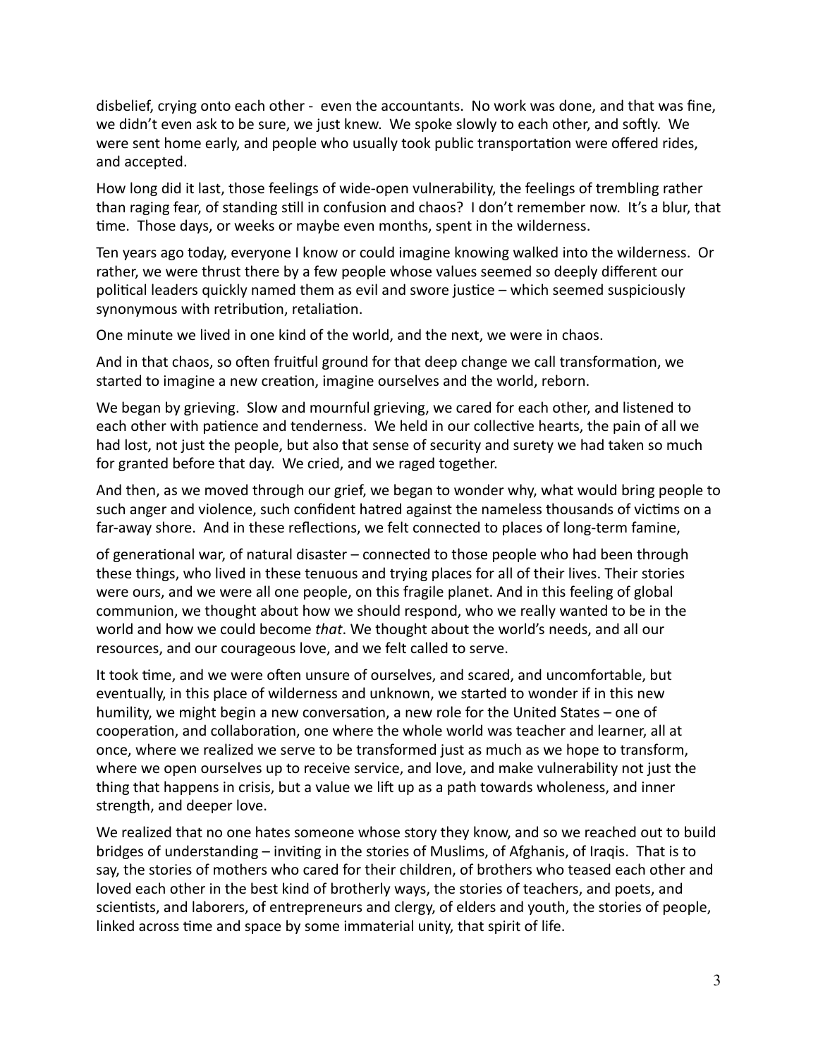disbelief, crying onto each other -  even the accountants.  No work was done, and that was fine, we didn't even ask to be sure, we just knew.  We spoke slowly to each other, and softly.  We were sent home early, and people who usually took public transportation were offered rides, and accepted.

How long did it last, those feelings of wide-open vulnerability, the feelings of trembling rather than raging fear, of standing still in confusion and chaos?  I don't remember now.  It's a blur, that time.  Those days, or weeks or maybe even months, spent in the wilderness.

Ten years ago today, everyone I know or could imagine knowing walked into the wilderness.  Or rather, we were thrust there by a few people whose values seemed so deeply different our political leaders quickly named them as evil and swore justice – which seemed suspiciously synonymous with retribution, retaliation.

One minute we lived in one kind of the world, and the next, we were in chaos.

And in that chaos, so often fruitful ground for that deep change we call transformation, we started to imagine a new creation, imagine ourselves and the world, reborn.

We began by grieving.  Slow and mournful grieving, we cared for each other, and listened to each other with patience and tenderness.  We held in our collective hearts, the pain of all we had lost, not just the people, but also that sense of security and surety we had taken so much for granted before that day.  We cried, and we raged together.

And then, as we moved through our grief, we began to wonder why, what would bring people to such anger and violence, such confident hatred against the nameless thousands of victims on a far-away shore.  And in these reflections, we felt connected to places of long-term famine, of generational war, of natural disaster – connected to those people who had been through these things, who lived in these tenuous and trying places for all of their lives. Their stories were ours, and we were all one people, on this fragile planet. And in this feeling of global communion, we thought about how we should respond, who we really wanted to be in the world and how we could become *that*. We thought about the world's needs, and all our resources, and our courageous love, and we felt called to serve.

It took time, and we were often unsure of ourselves, and scared, and uncomfortable, but eventually, in this place of wilderness and unknown, we started to wonder if in this new humility, we might begin a new conversation, a new role for the United States – one of cooperation, and collaboration, one where the whole world was teacher and learner, all at once, where we realized we serve to be transformed just as much as we hope to transform, where we open ourselves up to receive service, and love, and make vulnerability not just the thing that happens in crisis, but a value we lift up as a path towards wholeness, and inner strength, and deeper love.

We realized that no one hates someone whose story they know, and so we reached out to build bridges of understanding – inviting in the stories of Muslims, of Afghanis, of Iraqis.  That is to say, the stories of mothers who cared for their children, of brothers who teased each other and loved each other in the best kind of brotherly ways, the stories of teachers, and poets, and scientists, and laborers, of entrepreneurs and clergy, of elders and youth, the stories of people, linked across time and space by some immaterial unity, that spirit of life.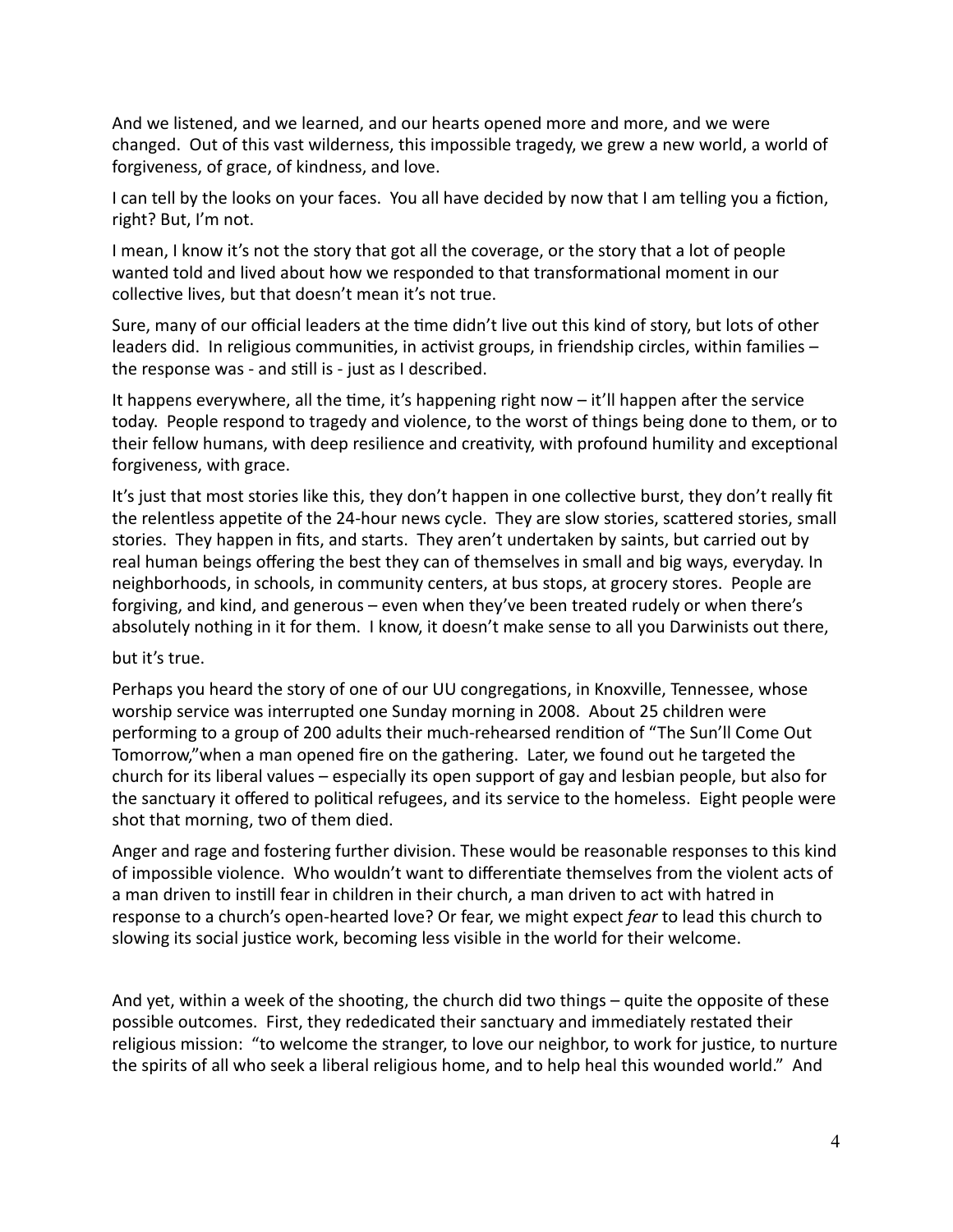And we listened, and we learned, and our hearts opened more and more, and we were changed. Out of this vast wilderness, this impossible tragedy, we grew a new world, a world of forgiveness, of grace, of kindness, and love.

I can tell by the looks on your faces. You all have decided by now that I am telling you a fiction, right? But, I'm not.

I mean, I know it's not the story that got all the coverage, or the story that a lot of people wanted told and lived about how we responded to that transformational moment in our collective lives, but that doesn't mean it's not true.

Sure, many of our official leaders at the time didn't live out this kind of story, but lots of other leaders did. In religious communities, in activist groups, in friendship circles, within families – the response was - and still is - just as I described.

It happens everywhere, all the time, it's happening right now – it'll happen after the service today. People respond to tragedy and violence, to the worst of things being done to them, or to their fellow humans, with deep resilience and creativity, with profound humility and exceptional forgiveness, with grace.

It's just that most stories like this, they don't happen in one collective burst, they don't really fit the relentless appetite of the 24-hour news cycle. They are slow stories, scattered stories, small stories. They happen in fits, and starts. They aren't undertaken by saints, but carried out by real human beings offering the best they can of themselves in small and big ways, everyday. In neighborhoods, in schools, in community centers, at bus stops, at grocery stores. People are forgiving, and kind, and generous – even when they've been treated rudely or when there's absolutely nothing in it for them. I know, it doesn't make sense to all you Darwinists out there,

but it's true.

Perhaps you heard the story of one of our UU congregations, in Knoxville, Tennessee, whose worship service was interrupted one Sunday morning in 2008. About 25 children were performing to a group of 200 adults their much-rehearsed rendition of "The Sun'll Come Out Tomorrow,"when a man opened fire on the gathering. Later, we found out he targeted the church for its liberal values – especially its open support of gay and lesbian people, but also for the sanctuary it offered to political refugees, and its service to the homeless. Eight people were shot that morning, two of them died.

Anger and rage and fostering further division. These would be reasonable responses to this kind of impossible violence. Who wouldn't want to differentiate themselves from the violent acts of a man driven to instill fear in children in their church, a man driven to act with hatred in response to a church's open-hearted love? Or fear, we might expect *fear* to lead this church to slowing its social justice work, becoming less visible in the world for their welcome.

And yet, within a week of the shooting, the church did two things – quite the opposite of these possible outcomes. First, they rededicated their sanctuary and immediately restated their religious mission: "to welcome the stranger, to love our neighbor, to work for justice, to nurture the spirits of all who seek a liberal religious home, and to help heal this wounded world." And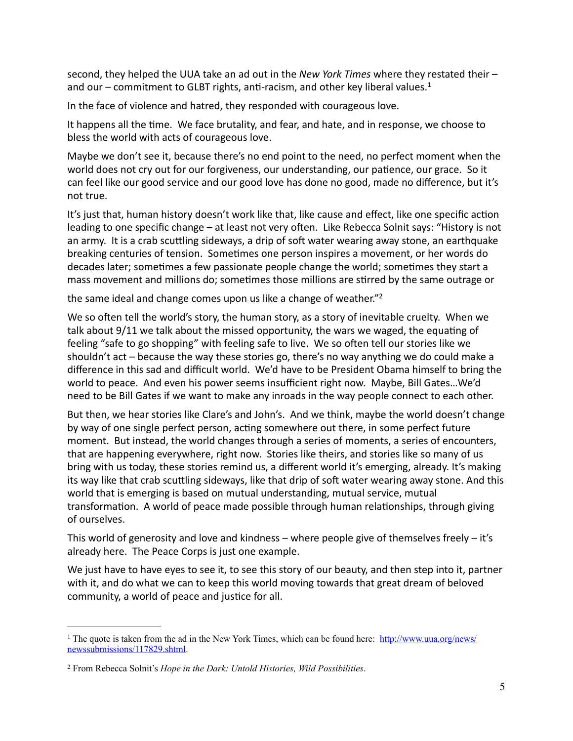second, they helped the UUA take an ad out in the *New York Times* where they restated their – and our – commitment to GLBT rights, anti-racism, and other key liberal values.[1]

In the face of violence and hatred, they responded with courageous love.

It happens all the time. We face brutality, and fear, and hate, and in response, we choose to bless the world with acts of courageous love.

Maybe we don't see it, because there's no end point to the need, no perfect moment when the world does not cry out for our forgiveness, our understanding, our patience, our grace. So it can feel like our good service and our good love has done no good, made no difference, but it's not true.

It's just that, human history doesn't work like that, like cause and effect, like one specific action leading to one specific change – at least not very often. Like Rebecca Solnit says: "History is not an army. It is a crab scuttling sideways, a drip of soft water wearing away stone, an earthquake breaking centuries of tension. Sometimes one person inspires a movement, or her words do decades later; sometimes a few passionate people change the world; sometimes they start a mass movement and millions do; sometimes those millions are stirred by the same outrage or the same ideal and change comes upon us like a change of weather."[2]

We so often tell the world's story, the human story, as a story of inevitable cruelty. When we talk about 9/11 we talk about the missed opportunity, the wars we waged, the equating of feeling "safe to go shopping" with feeling safe to live. We so often tell our stories like we shouldn't act – because the way these stories go, there's no way anything we do could make a difference in this sad and difficult world. We'd have to be President Obama himself to bring the world to peace. And even his power seems insufficient right now. Maybe, Bill Gates…We'd need to be Bill Gates if we want to make any inroads in the way people connect to each other.

But then, we hear stories like Clare's and John's. And we think, maybe the world doesn't change by way of one single perfect person, acting somewhere out there, in some perfect future moment. But instead, the world changes through a series of moments, a series of encounters, that are happening everywhere, right now. Stories like theirs, and stories like so many of us bring with us today, these stories remind us, a different world it's emerging, already. It's making its way like that crab scuttling sideways, like that drip of soft water wearing away stone. And this world that is emerging is based on mutual understanding, mutual service, mutual transformation. A world of peace made possible through human relationships, through giving of ourselves.

This world of generosity and love and kindness – where people give of themselves freely – it's already here. The Peace Corps is just one example.

We just have to have eyes to see it, to see this story of our beauty, and then step into it, partner with it, and do what we can to keep this world moving towards that great dream of beloved community, a world of peace and justice for all.

---

[1] The quote is taken from the ad in the New York Times, which can be found here: http://www.uua.org/news/newssubmissions/117829.shtml.

[2] From Rebecca Solnit's *Hope in the Dark: Untold Histories, Wild Possibilities*.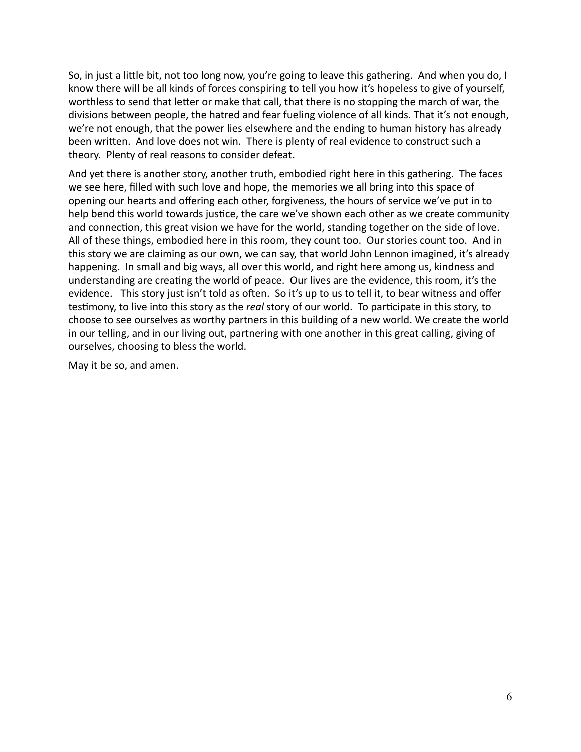So, in just a little bit, not too long now, you're going to leave this gathering. And when you do, I know there will be all kinds of forces conspiring to tell you how it's hopeless to give of yourself, worthless to send that letter or make that call, that there is no stopping the march of war, the divisions between people, the hatred and fear fueling violence of all kinds. That it's not enough, we're not enough, that the power lies elsewhere and the ending to human history has already been written. And love does not win. There is plenty of real evidence to construct such a theory. Plenty of real reasons to consider defeat.

And yet there is another story, another truth, embodied right here in this gathering. The faces we see here, filled with such love and hope, the memories we all bring into this space of opening our hearts and offering each other, forgiveness, the hours of service we've put in to help bend this world towards justice, the care we've shown each other as we create community and connection, this great vision we have for the world, standing together on the side of love. All of these things, embodied here in this room, they count too. Our stories count too. And in this story we are claiming as our own, we can say, that world John Lennon imagined, it's already happening. In small and big ways, all over this world, and right here among us, kindness and understanding are creating the world of peace. Our lives are the evidence, this room, it's the evidence. This story just isn't told as often. So it's up to us to tell it, to bear witness and offer testimony, to live into this story as the *real* story of our world. To participate in this story, to choose to see ourselves as worthy partners in this building of a new world. We create the world in our telling, and in our living out, partnering with one another in this great calling, giving of ourselves, choosing to bless the world.

May it be so, and amen.